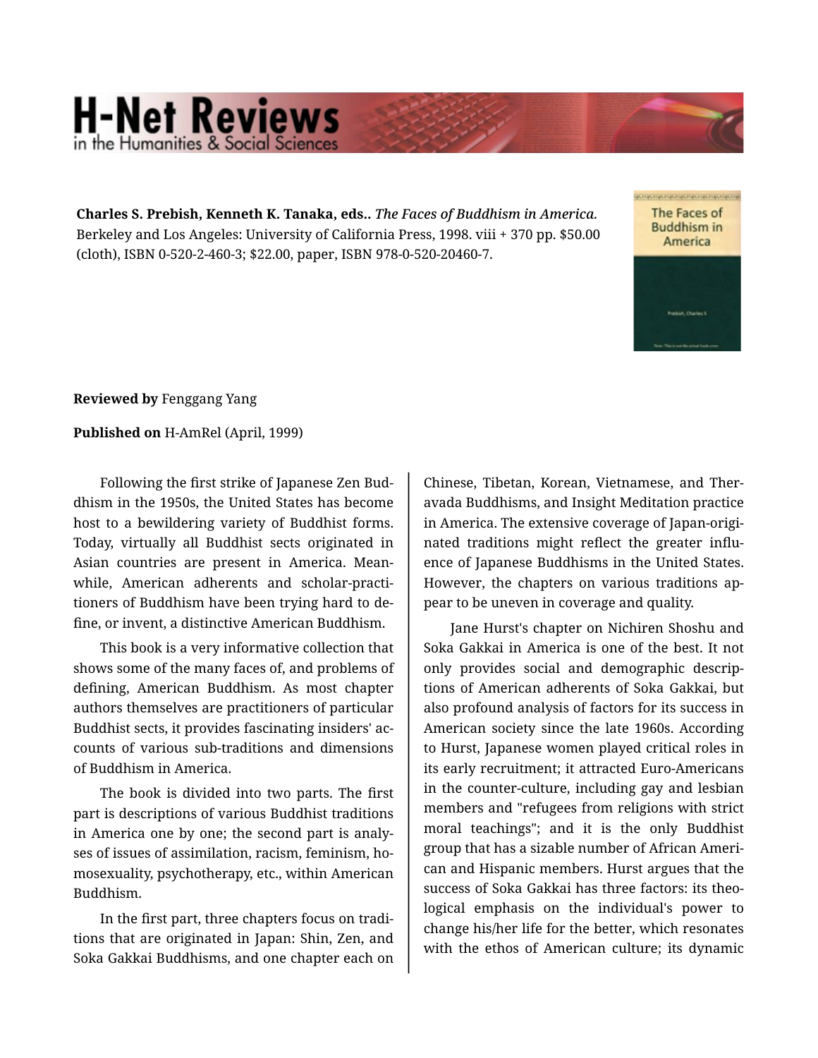# H-Net Reviews
in the Humanities & Social Sciences

**Charles S. Prebish, Kenneth K. Tanaka, eds..** *The Faces of Buddhism in America.* Berkeley and Los Angeles: University of California Press, 1998. viii + 370 pp. $50.00 (cloth), ISBN 0-520-2-460-3; $22.00, paper, ISBN 978-0-520-20460-7.

**Reviewed by** Fenggang Yang

**Published on** H-AmRel (April, 1999)

Following the first strike of Japanese Zen Buddhism in the 1950s, the United States has become host to a bewildering variety of Buddhist forms. Today, virtually all Buddhist sects originated in Asian countries are present in America. Meanwhile, American adherents and scholar-practitioners of Buddhism have been trying hard to define, or invent, a distinctive American Buddhism.

This book is a very informative collection that shows some of the many faces of, and problems of defining, American Buddhism. As most chapter authors themselves are practitioners of particular Buddhist sects, it provides fascinating insiders' accounts of various sub-traditions and dimensions of Buddhism in America.

The book is divided into two parts. The first part is descriptions of various Buddhist traditions in America one by one; the second part is analyses of issues of assimilation, racism, feminism, homosexuality, psychotherapy, etc., within American Buddhism.

In the first part, three chapters focus on traditions that are originated in Japan: Shin, Zen, and Soka Gakkai Buddhisms, and one chapter each on Chinese, Tibetan, Korean, Vietnamese, and Theravada Buddhisms, and Insight Meditation practice in America. The extensive coverage of Japan-originated traditions might reflect the greater influence of Japanese Buddhisms in the United States. However, the chapters on various traditions appear to be uneven in coverage and quality.

Jane Hurst's chapter on Nichiren Shoshu and Soka Gakkai in America is one of the best. It not only provides social and demographic descriptions of American adherents of Soka Gakkai, but also profound analysis of factors for its success in American society since the late 1960s. According to Hurst, Japanese women played critical roles in its early recruitment; it attracted Euro-Americans in the counter-culture, including gay and lesbian members and "refugees from religions with strict moral teachings"; and it is the only Buddhist group that has a sizable number of African American and Hispanic members. Hurst argues that the success of Soka Gakkai has three factors: its theological emphasis on the individual's power to change his/her life for the better, which resonates with the ethos of American culture; its dynamic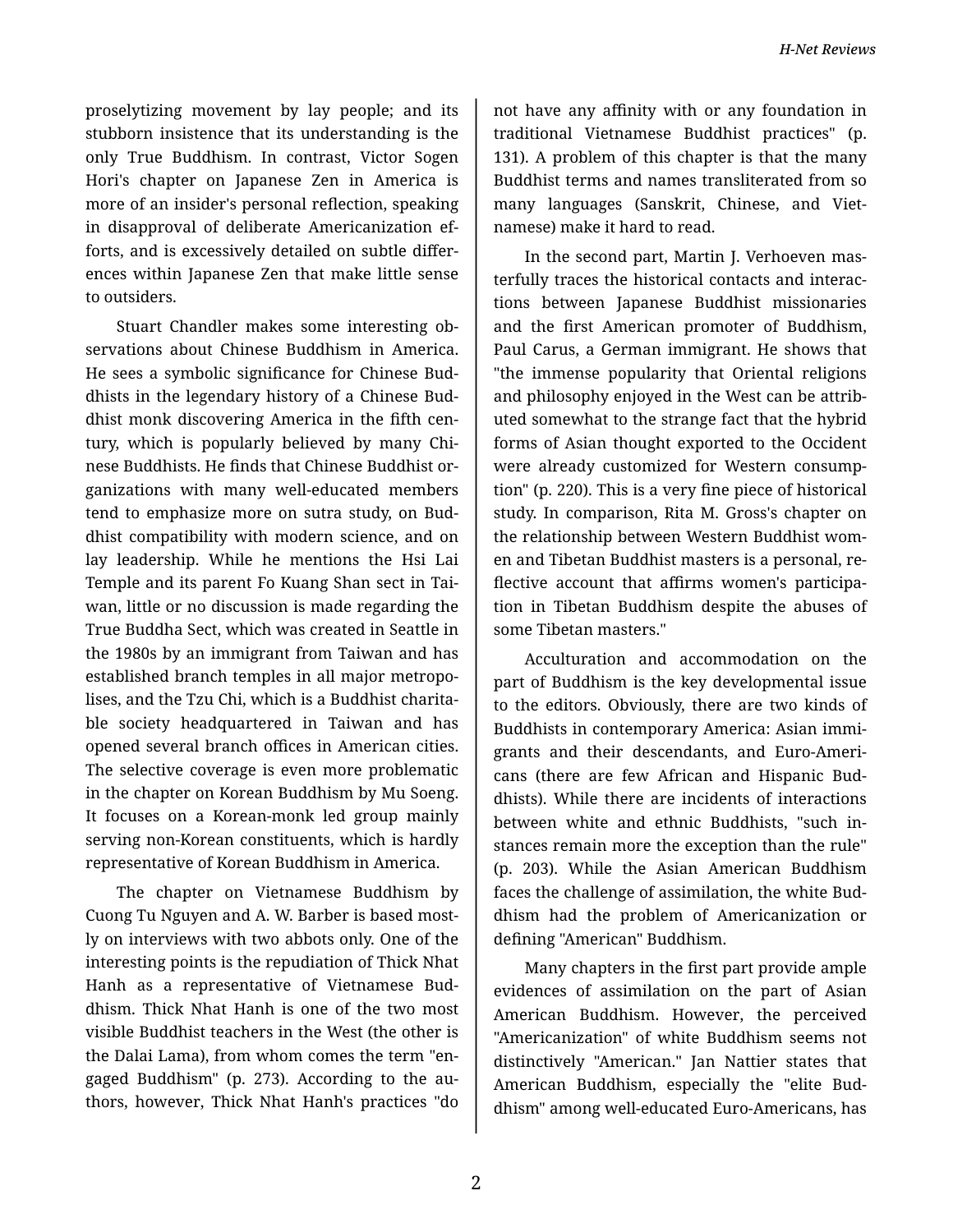proselytizing movement by lay people; and its stubborn insistence that its understanding is the only True Buddhism. In contrast, Victor Sogen Hori's chapter on Japanese Zen in America is more of an insider's personal reflection, speaking in disapproval of deliberate Americanization efforts, and is excessively detailed on subtle differences within Japanese Zen that make little sense to outsiders.

Stuart Chandler makes some interesting observations about Chinese Buddhism in America. He sees a symbolic significance for Chinese Buddhists in the legendary history of a Chinese Buddhist monk discovering America in the fifth century, which is popularly believed by many Chinese Buddhists. He finds that Chinese Buddhist organizations with many well-educated members tend to emphasize more on sutra study, on Buddhist compatibility with modern science, and on lay leadership. While he mentions the Hsi Lai Temple and its parent Fo Kuang Shan sect in Taiwan, little or no discussion is made regarding the True Buddha Sect, which was created in Seattle in the 1980s by an immigrant from Taiwan and has established branch temples in all major metropolises, and the Tzu Chi, which is a Buddhist charitable society headquartered in Taiwan and has opened several branch offices in American cities. The selective coverage is even more problematic in the chapter on Korean Buddhism by Mu Soeng. It focuses on a Korean-monk led group mainly serving non-Korean constituents, which is hardly representative of Korean Buddhism in America.

The chapter on Vietnamese Buddhism by Cuong Tu Nguyen and A. W. Barber is based mostly on interviews with two abbots only. One of the interesting points is the repudiation of Thick Nhat Hanh as a representative of Vietnamese Buddhism. Thick Nhat Hanh is one of the two most visible Buddhist teachers in the West (the other is the Dalai Lama), from whom comes the term "engaged Buddhism" (p. 273). According to the authors, however, Thick Nhat Hanh's practices "do not have any affinity with or any foundation in traditional Vietnamese Buddhist practices" (p. 131). A problem of this chapter is that the many Buddhist terms and names transliterated from so many languages (Sanskrit, Chinese, and Vietnamese) make it hard to read.

In the second part, Martin J. Verhoeven masterfully traces the historical contacts and interactions between Japanese Buddhist missionaries and the first American promoter of Buddhism, Paul Carus, a German immigrant. He shows that "the immense popularity that Oriental religions and philosophy enjoyed in the West can be attributed somewhat to the strange fact that the hybrid forms of Asian thought exported to the Occident were already customized for Western consumption" (p. 220). This is a very fine piece of historical study. In comparison, Rita M. Gross's chapter on the relationship between Western Buddhist women and Tibetan Buddhist masters is a personal, reflective account that affirms women's participation in Tibetan Buddhism despite the abuses of some Tibetan masters."

Acculturation and accommodation on the part of Buddhism is the key developmental issue to the editors. Obviously, there are two kinds of Buddhists in contemporary America: Asian immigrants and their descendants, and Euro-Americans (there are few African and Hispanic Buddhists). While there are incidents of interactions between white and ethnic Buddhists, "such instances remain more the exception than the rule" (p. 203). While the Asian American Buddhism faces the challenge of assimilation, the white Buddhism had the problem of Americanization or defining "American" Buddhism.

Many chapters in the first part provide ample evidences of assimilation on the part of Asian American Buddhism. However, the perceived "Americanization" of white Buddhism seems not distinctively "American." Jan Nattier states that American Buddhism, especially the "elite Buddhism" among well-educated Euro-Americans, has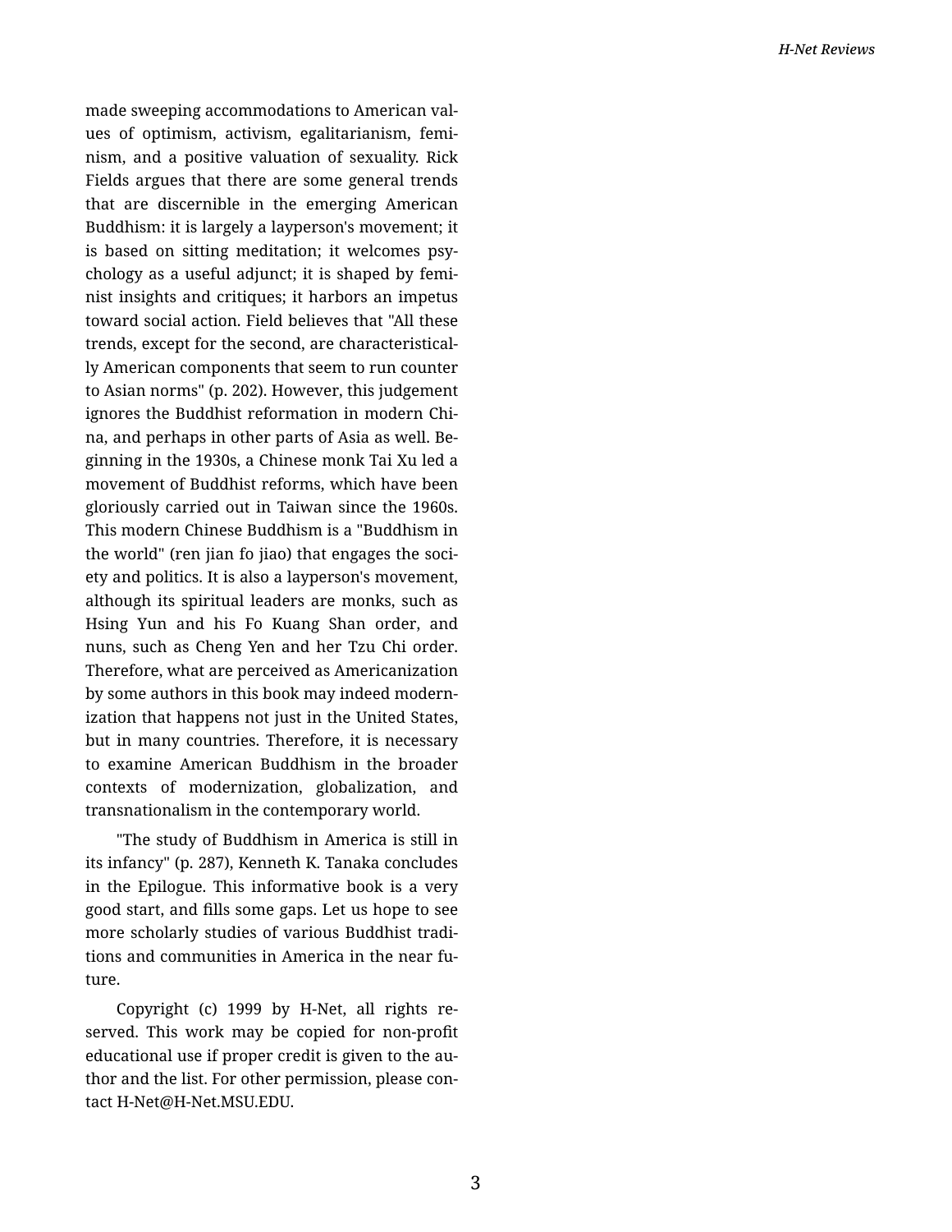made sweeping accommodations to American values of optimism, activism, egalitarianism, feminism, and a positive valuation of sexuality. Rick Fields argues that there are some general trends that are discernible in the emerging American Buddhism: it is largely a layperson's movement; it is based on sitting meditation; it welcomes psychology as a useful adjunct; it is shaped by feminist insights and critiques; it harbors an impetus toward social action. Field believes that "All these trends, except for the second, are characteristically American components that seem to run counter to Asian norms" (p. 202). However, this judgement ignores the Buddhist reformation in modern China, and perhaps in other parts of Asia as well. Beginning in the 1930s, a Chinese monk Tai Xu led a movement of Buddhist reforms, which have been gloriously carried out in Taiwan since the 1960s. This modern Chinese Buddhism is a "Buddhism in the world" (ren jian fo jiao) that engages the society and politics. It is also a layperson's movement, although its spiritual leaders are monks, such as Hsing Yun and his Fo Kuang Shan order, and nuns, such as Cheng Yen and her Tzu Chi order. Therefore, what are perceived as Americanization by some authors in this book may indeed modernization that happens not just in the United States, but in many countries. Therefore, it is necessary to examine American Buddhism in the broader contexts of modernization, globalization, and transnationalism in the contemporary world.

"The study of Buddhism in America is still in its infancy" (p. 287), Kenneth K. Tanaka concludes in the Epilogue. This informative book is a very good start, and fills some gaps. Let us hope to see more scholarly studies of various Buddhist traditions and communities in America in the near future.

Copyright (c) 1999 by H-Net, all rights reserved. This work may be copied for non-profit educational use if proper credit is given to the author and the list. For other permission, please contact H-Net@H-Net.MSU.EDU.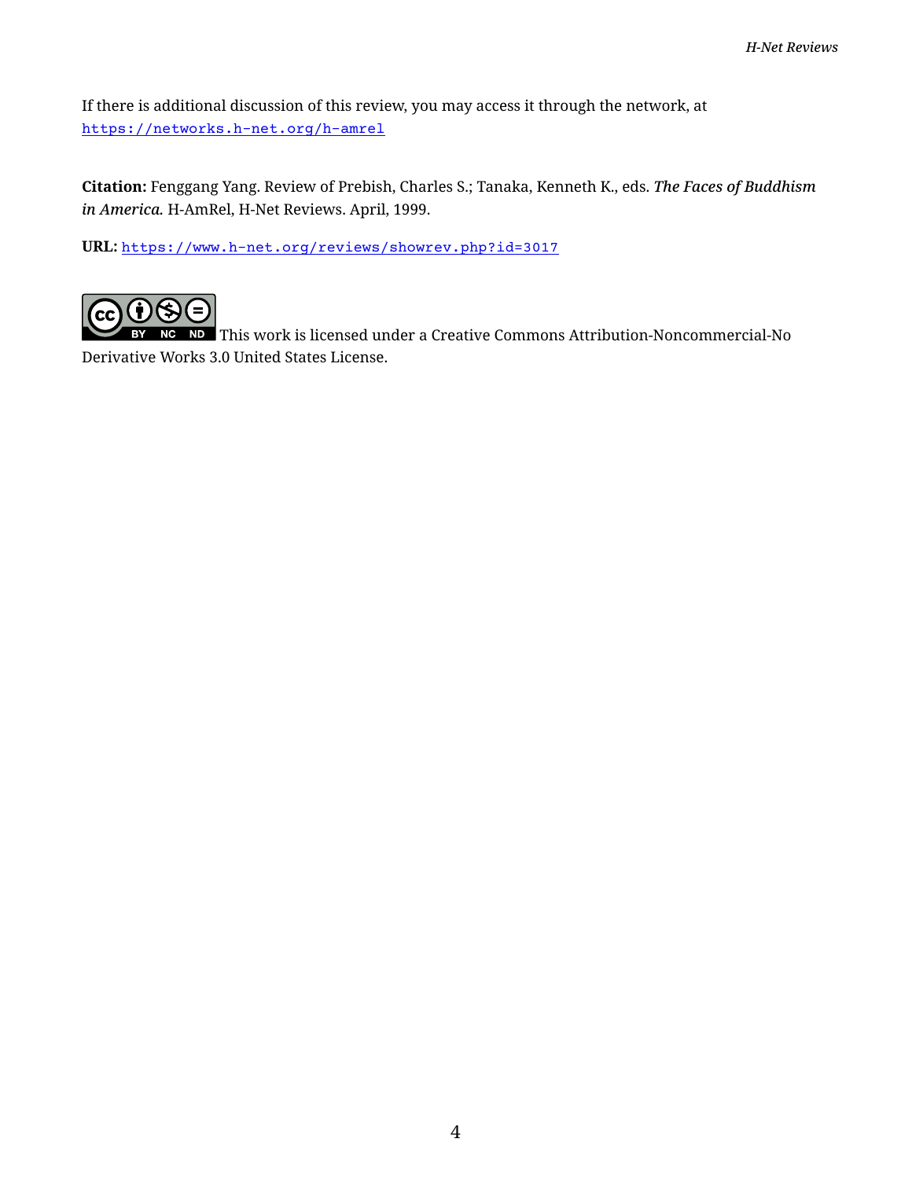If there is additional discussion of this review, you may access it through the network, at https://networks.h-net.org/h-amrel

**Citation:** Fenggang Yang. Review of Prebish, Charles S.; Tanaka, Kenneth K., eds. *The Faces of Buddhism in America.* H-AmRel, H-Net Reviews. April, 1999.

**URL:** https://www.h-net.org/reviews/showrev.php?id=3017

This work is licensed under a Creative Commons Attribution-Noncommercial-No Derivative Works 3.0 United States License.